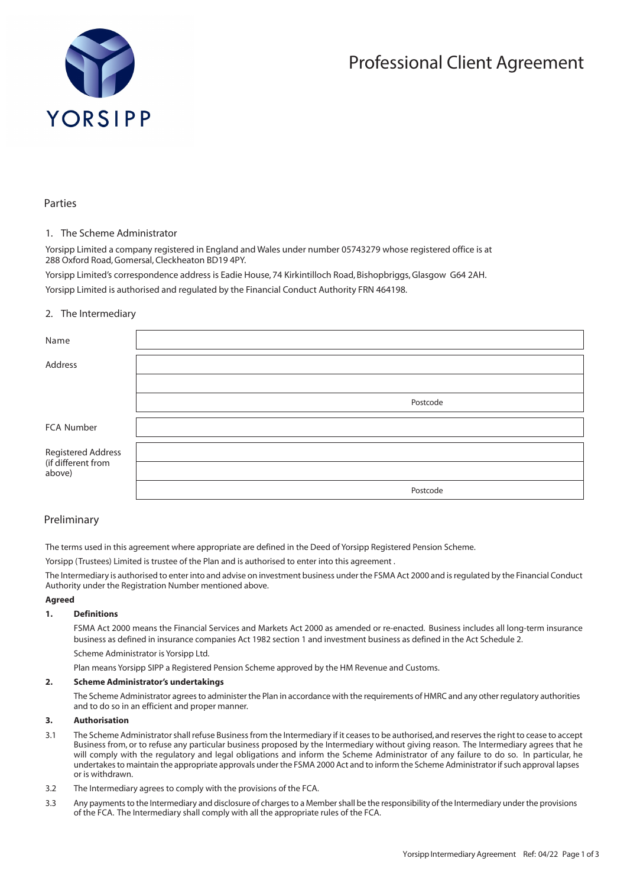YORSIPP

# Professional Client Agreement

## Parties

### 1. The Scheme Administrator

Yorsipp Limited a company registered in England and Wales under number 05743279 whose registered office is at 288 Oxford Road, Gomersal, Cleckheaton BD19 4PY.

Yorsipp Limited's correspondence address is Eadie House, 74 Kirkintilloch Road, Bishopbriggs, Glasgow G64 2AH.

Yorsipp Limited is authorised and regulated by the Financial Conduct Authority FRN 464198.

### 2. The Intermediary

| | |
|---|---|
| Name | |
| Address | |
| | |
| | Postcode |
| FCA Number | |
| Registered Address (if different from above) | |
| | |
| | Postcode |

## Preliminary

The terms used in this agreement where appropriate are defined in the Deed of Yorsipp Registered Pension Scheme.

Yorsipp (Trustees) Limited is trustee of the Plan and is authorised to enter into this agreement .

The Intermediary is authorised to enter into and advise on investment business under the FSMA Act 2000 and is regulated by the Financial Conduct Authority under the Registration Number mentioned above.

**Agreed**

**1. Definitions**

FSMA Act 2000 means the Financial Services and Markets Act 2000 as amended or re-enacted. Business includes all long-term insurance business as defined in insurance companies Act 1982 section 1 and investment business as defined in the Act Schedule 2.

Scheme Administrator is Yorsipp Ltd.

Plan means Yorsipp SIPP a Registered Pension Scheme approved by the HM Revenue and Customs.

**2. Scheme Administrator's undertakings**

The Scheme Administrator agrees to administer the Plan in accordance with the requirements of HMRC and any other regulatory authorities and to do so in an efficient and proper manner.

**3. Authorisation**

3.1 The Scheme Administrator shall refuse Business from the Intermediary if it ceases to be authorised, and reserves the right to cease to accept Business from, or to refuse any particular business proposed by the Intermediary without giving reason. The Intermediary agrees that he will comply with the regulatory and legal obligations and inform the Scheme Administrator of any failure to do so. In particular, he undertakes to maintain the appropriate approvals under the FSMA 2000 Act and to inform the Scheme Administrator if such approval lapses or is withdrawn.

3.2 The Intermediary agrees to comply with the provisions of the FCA.

3.3 Any payments to the Intermediary and disclosure of charges to a Member shall be the responsibility of the Intermediary under the provisions of the FCA. The Intermediary shall comply with all the appropriate rules of the FCA.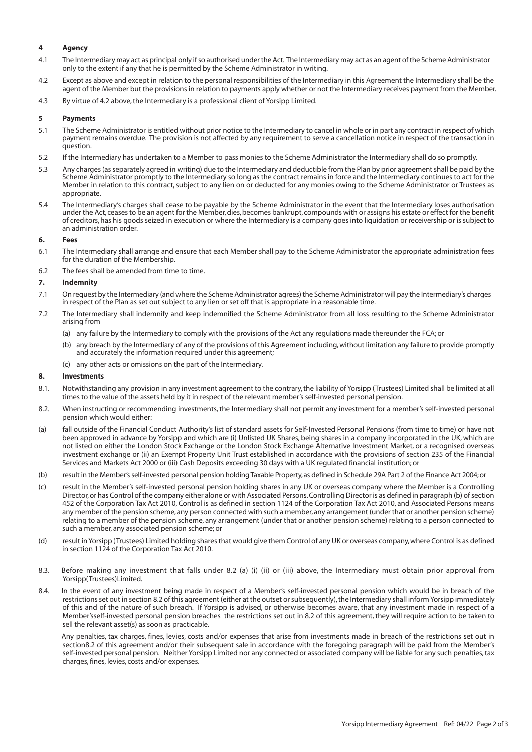## 4 Agency

4.1 The Intermediary may act as principal only if so authorised under the Act. The Intermediary may act as an agent of the Scheme Administrator only to the extent if any that he is permitted by the Scheme Administrator in writing.

4.2 Except as above and except in relation to the personal responsibilities of the Intermediary in this Agreement the Intermediary shall be the agent of the Member but the provisions in relation to payments apply whether or not the Intermediary receives payment from the Member.

4.3 By virtue of 4.2 above, the Intermediary is a professional client of Yorsipp Limited.

## 5 Payments

5.1 The Scheme Administrator is entitled without prior notice to the Intermediary to cancel in whole or in part any contract in respect of which payment remains overdue. The provision is not affected by any requirement to serve a cancellation notice in respect of the transaction in question.

5.2 If the Intermediary has undertaken to a Member to pass monies to the Scheme Administrator the Intermediary shall do so promptly.

5.3 Any charges (as separately agreed in writing) due to the Intermediary and deductible from the Plan by prior agreement shall be paid by the Scheme Administrator promptly to the Intermediary so long as the contract remains in force and the Intermediary continues to act for the Member in relation to this contract, subject to any lien on or deducted for any monies owing to the Scheme Administrator or Trustees as appropriate.

5.4 The Intermediary's charges shall cease to be payable by the Scheme Administrator in the event that the Intermediary loses authorisation under the Act, ceases to be an agent for the Member, dies, becomes bankrupt, compounds with or assigns his estate or effect for the benefit of creditors, has his goods seized in execution or where the Intermediary is a company goes into liquidation or receivership or is subject to an administration order.

## 6. Fees

6.1 The Intermediary shall arrange and ensure that each Member shall pay to the Scheme Administrator the appropriate administration fees for the duration of the Membership.

6.2 The fees shall be amended from time to time.

## 7. Indemnity

7.1 On request by the Intermediary (and where the Scheme Administrator agrees) the Scheme Administrator will pay the Intermediary's charges in respect of the Plan as set out subject to any lien or set off that is appropriate in a reasonable time.

7.2 The Intermediary shall indemnify and keep indemnified the Scheme Administrator from all loss resulting to the Scheme Administrator arising from

(a) any failure by the Intermediary to comply with the provisions of the Act any regulations made thereunder the FCA; or

(b) any breach by the Intermediary of any of the provisions of this Agreement including, without limitation any failure to provide promptly and accurately the information required under this agreement;

(c) any other acts or omissions on the part of the Intermediary.

## 8. Investments

8.1. Notwithstanding any provision in any investment agreement to the contrary, the liability of Yorsipp (Trustees) Limited shall be limited at all times to the value of the assets held by it in respect of the relevant member's self-invested personal pension.

8.2. When instructing or recommending investments, the Intermediary shall not permit any investment for a member's self-invested personal pension which would either:

(a) fall outside of the Financial Conduct Authority's list of standard assets for Self-Invested Personal Pensions (from time to time) or have not been approved in advance by Yorsipp and which are (i) Unlisted UK Shares, being shares in a company incorporated in the UK, which are not listed on either the London Stock Exchange or the London Stock Exchange Alternative Investment Market, or a recognised overseas investment exchange or (ii) an Exempt Property Unit Trust established in accordance with the provisions of section 235 of the Financial Services and Markets Act 2000 or (iii) Cash Deposits exceeding 30 days with a UK regulated financial institution; or

(b) result in the Member's self-invested personal pension holding Taxable Property, as defined in Schedule 29A Part 2 of the Finance Act 2004; or

(c) result in the Member's self-invested personal pension holding shares in any UK or overseas company where the Member is a Controlling Director, or has Control of the company either alone or with Associated Persons. Controlling Director is as defined in paragraph (b) of section 452 of the Corporation Tax Act 2010, Control is as defined in section 1124 of the Corporation Tax Act 2010, and Associated Persons means any member of the pension scheme, any person connected with such a member, any arrangement (under that or another pension scheme) relating to a member of the pension scheme, any arrangement (under that or another pension scheme) relating to a person connected to such a member, any associated pension scheme; or

(d) result in Yorsipp (Trustees) Limited holding shares that would give them Control of any UK or overseas company, where Control is as defined in section 1124 of the Corporation Tax Act 2010.

8.3. Before making any investment that falls under 8.2 (a) (i) (ii) or (iii) above, the Intermediary must obtain prior approval from Yorsipp(Trustees)Limited.

8.4. In the event of any investment being made in respect of a Member's self-invested personal pension which would be in breach of the restrictions set out in section 8.2 of this agreement (either at the outset or subsequently), the Intermediary shall inform Yorsipp immediately of this and of the nature of such breach. If Yorsipp is advised, or otherwise becomes aware, that any investment made in respect of a Member'sself-invested personal pension breaches the restrictions set out in 8.2 of this agreement, they will require action to be taken to sell the relevant asset(s) as soon as practicable.

Any penalties, tax charges, fines, levies, costs and/or expenses that arise from investments made in breach of the restrictions set out in section8.2 of this agreement and/or their subsequent sale in accordance with the foregoing paragraph will be paid from the Member's self-invested personal pension. Neither Yorsipp Limited nor any connected or associated company will be liable for any such penalties, tax charges, fines, levies, costs and/or expenses.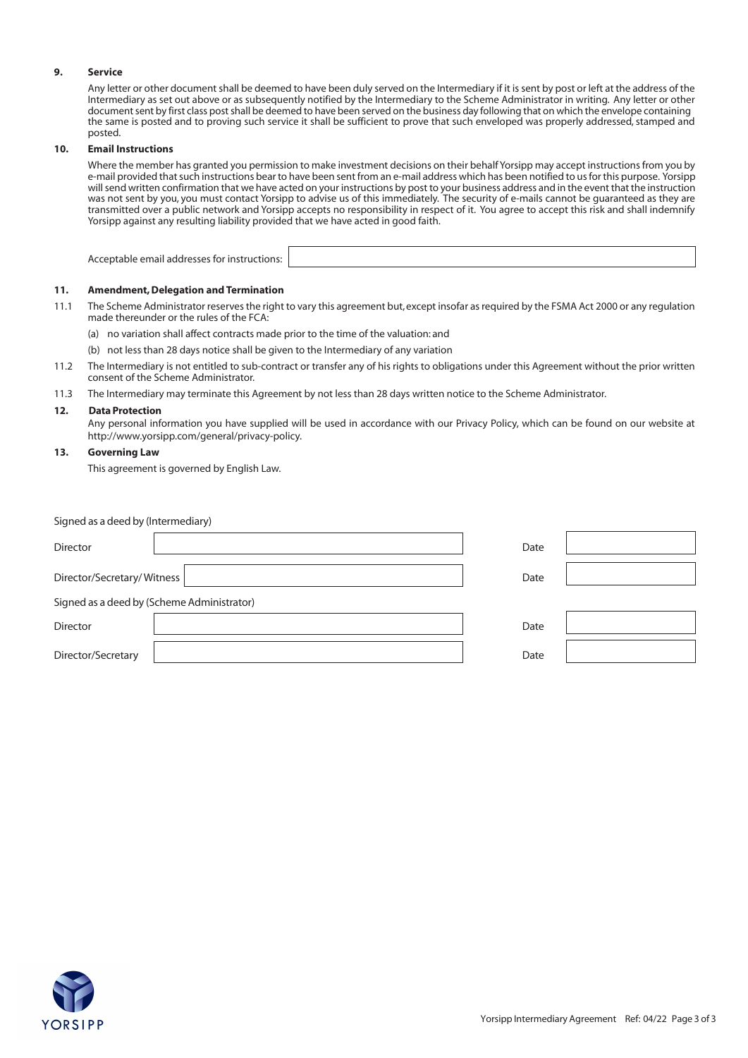**9. Service**

Any letter or other document shall be deemed to have been duly served on the Intermediary if it is sent by post or left at the address of the Intermediary as set out above or as subsequently notified by the Intermediary to the Scheme Administrator in writing. Any letter or other document sent by first class post shall be deemed to have been served on the business day following that on which the envelope containing the same is posted and to proving such service it shall be sufficient to prove that such enveloped was properly addressed, stamped and posted.

**10. Email Instructions**

Where the member has granted you permission to make investment decisions on their behalf Yorsipp may accept instructions from you by e-mail provided that such instructions bear to have been sent from an e-mail address which has been notified to us for this purpose. Yorsipp will send written confirmation that we have acted on your instructions by post to your business address and in the event that the instruction was not sent by you, you must contact Yorsipp to advise us of this immediately. The security of e-mails cannot be guaranteed as they are transmitted over a public network and Yorsipp accepts no responsibility in respect of it. You agree to accept this risk and shall indemnify Yorsipp against any resulting liability provided that we have acted in good faith.

Acceptable email addresses for instructions: ______________________

**11. Amendment, Delegation and Termination**

11.1 The Scheme Administrator reserves the right to vary this agreement but, except insofar as required by the FSMA Act 2000 or any regulation made thereunder or the rules of the FCA:

(a) no variation shall affect contracts made prior to the time of the valuation: and

(b) not less than 28 days notice shall be given to the Intermediary of any variation

11.2 The Intermediary is not entitled to sub-contract or transfer any of his rights to obligations under this Agreement without the prior written consent of the Scheme Administrator.

11.3 The Intermediary may terminate this Agreement by not less than 28 days written notice to the Scheme Administrator.

**12. Data Protection**

Any personal information you have supplied will be used in accordance with our Privacy Policy, which can be found on our website at http://www.yorsipp.com/general/privacy-policy.

**13. Governing Law**

This agreement is governed by English Law.

Signed as a deed by (Intermediary)

| | | | |
|---|---|---|---|
| Director | | Date | |
| Director/Secretary/ Witness | | Date | |

Signed as a deed by (Scheme Administrator)

| | | | |
|---|---|---|---|
| Director | | Date | |
| Director/Secretary | | Date | |

YORSIPP